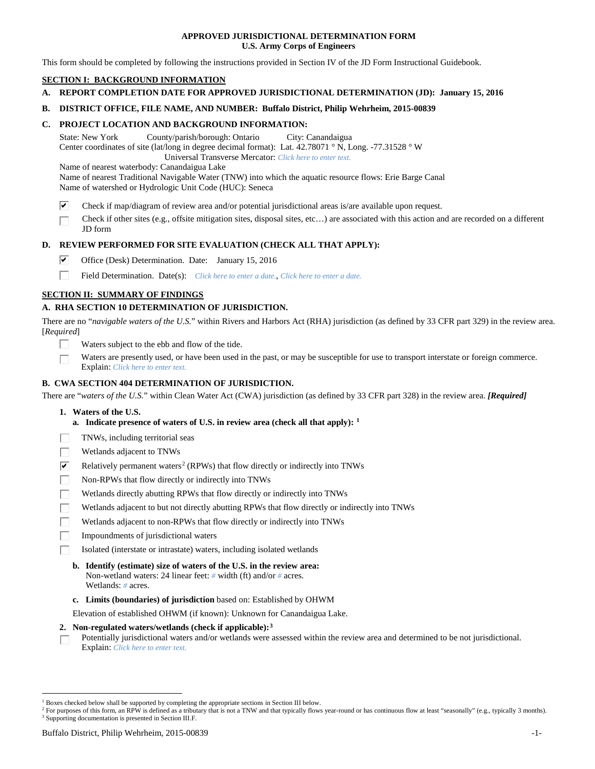**APPROVED JURISDICTIONAL DETERMINATION FORM**
**U.S. Army Corps of Engineers**

This form should be completed by following the instructions provided in Section IV of the JD Form Instructional Guidebook.

## SECTION I: BACKGROUND INFORMATION

**A. REPORT COMPLETION DATE FOR APPROVED JURISDICTIONAL DETERMINATION (JD): January 15, 2016**

**B. DISTRICT OFFICE, FILE NAME, AND NUMBER: Buffalo District, Philip Wehrheim, 2015-00839**

**C. PROJECT LOCATION AND BACKGROUND INFORMATION:**

State: New York County/parish/borough: Ontario City: Canandaigua
Center coordinates of site (lat/long in degree decimal format): Lat. 42.78071 ° N, Long. -77.31528 ° W
Universal Transverse Mercator: *Click here to enter text.*
Name of nearest waterbody: Canandaigua Lake
Name of nearest Traditional Navigable Water (TNW) into which the aquatic resource flows: Erie Barge Canal
Name of watershed or Hydrologic Unit Code (HUC): Seneca

- [x] Check if map/diagram of review area and/or potential jurisdictional areas is/are available upon request.
- [ ] Check if other sites (e.g., offsite mitigation sites, disposal sites, etc…) are associated with this action and are recorded on a different JD form

**D. REVIEW PERFORMED FOR SITE EVALUATION (CHECK ALL THAT APPLY):**

- [x] Office (Desk) Determination. Date: January 15, 2016
- [ ] Field Determination. Date(s): *Click here to enter a date.*, *Click here to enter a date.*

## SECTION II: SUMMARY OF FINDINGS

**A. RHA SECTION 10 DETERMINATION OF JURISDICTION.**

There are no "*navigable waters of the U.S.*" within Rivers and Harbors Act (RHA) jurisdiction (as defined by 33 CFR part 329) in the review area. [*Required*]

- [ ] Waters subject to the ebb and flow of the tide.
- [ ] Waters are presently used, or have been used in the past, or may be susceptible for use to transport interstate or foreign commerce. Explain: *Click here to enter text.*

**B. CWA SECTION 404 DETERMINATION OF JURISDICTION.**

There are "*waters of the U.S.*" within Clean Water Act (CWA) jurisdiction (as defined by 33 CFR part 328) in the review area. ***[Required]***

**1. Waters of the U.S.**

**a. Indicate presence of waters of U.S. in review area (check all that apply):** [1]

- [ ] TNWs, including territorial seas
- [ ] Wetlands adjacent to TNWs
- [x] Relatively permanent waters[2] (RPWs) that flow directly or indirectly into TNWs
- [ ] Non-RPWs that flow directly or indirectly into TNWs
- [ ] Wetlands directly abutting RPWs that flow directly or indirectly into TNWs
- [ ] Wetlands adjacent to but not directly abutting RPWs that flow directly or indirectly into TNWs
- [ ] Wetlands adjacent to non-RPWs that flow directly or indirectly into TNWs
- [ ] Impoundments of jurisdictional waters
- [ ] Isolated (interstate or intrastate) waters, including isolated wetlands

**b. Identify (estimate) size of waters of the U.S. in the review area:**
Non-wetland waters: 24 linear feet: # width (ft) and/or # acres.
Wetlands: # acres.

**c. Limits (boundaries) of jurisdiction** based on: Established by OHWM

Elevation of established OHWM (if known): Unknown for Canandaigua Lake.

**2. Non-regulated waters/wetlands (check if applicable):** [3]

- [ ] Potentially jurisdictional waters and/or wetlands were assessed within the review area and determined to be not jurisdictional. Explain: *Click here to enter text.*

---

[1] Boxes checked below shall be supported by completing the appropriate sections in Section III below.
[2] For purposes of this form, an RPW is defined as a tributary that is not a TNW and that typically flows year-round or has continuous flow at least "seasonally" (e.g., typically 3 months).
[3] Supporting documentation is presented in Section III.F.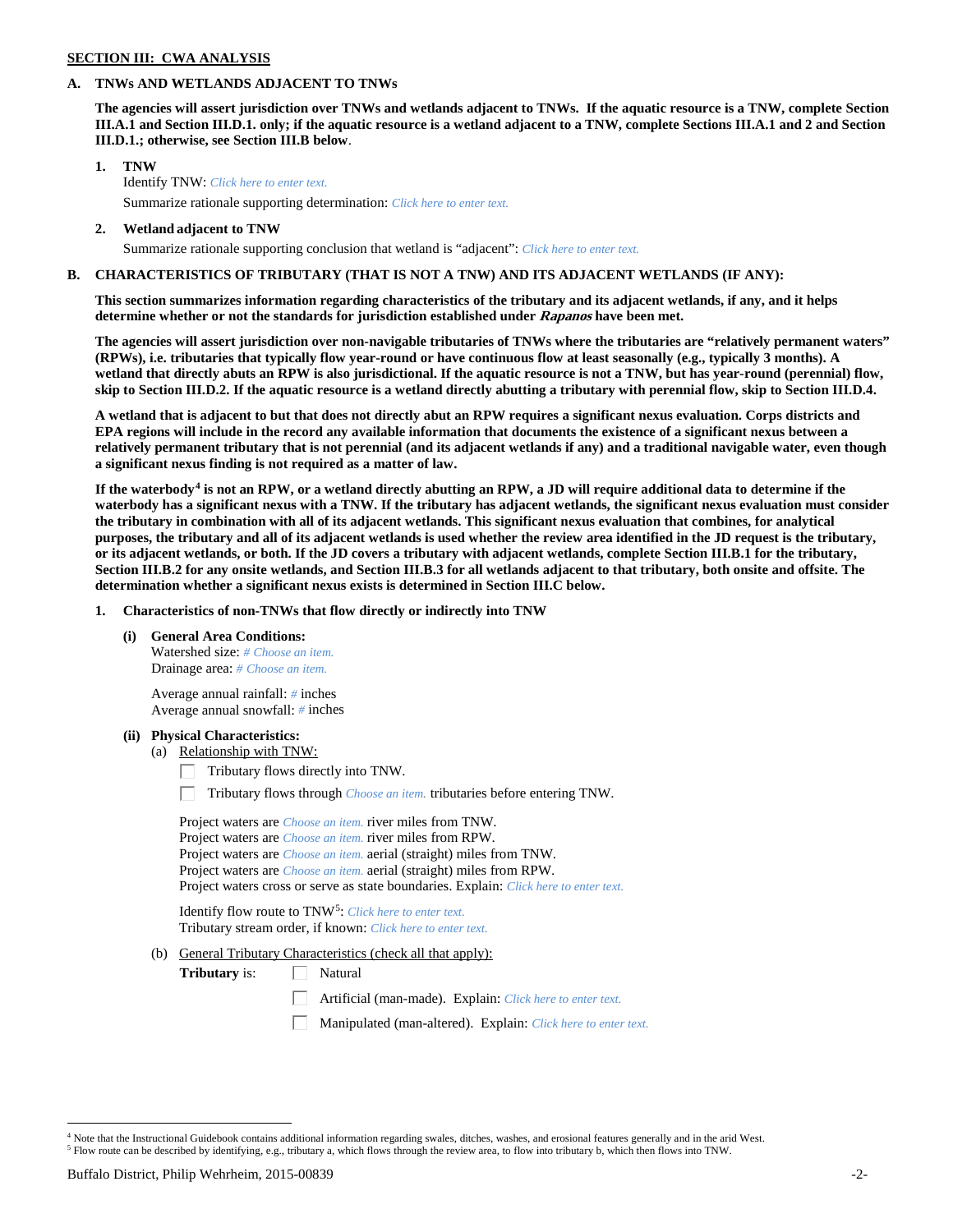**SECTION III: CWA ANALYSIS**

**A. TNWs AND WETLANDS ADJACENT TO TNWs**

**The agencies will assert jurisdiction over TNWs and wetlands adjacent to TNWs. If the aquatic resource is a TNW, complete Section III.A.1 and Section III.D.1. only; if the aquatic resource is a wetland adjacent to a TNW, complete Sections III.A.1 and 2 and Section III.D.1.; otherwise, see Section III.B below**.

**1. TNW**

Identify TNW: *Click here to enter text.*

Summarize rationale supporting determination: *Click here to enter text.*

**2. Wetland adjacent to TNW**

Summarize rationale supporting conclusion that wetland is "adjacent": *Click here to enter text.*

**B. CHARACTERISTICS OF TRIBUTARY (THAT IS NOT A TNW) AND ITS ADJACENT WETLANDS (IF ANY):**

**This section summarizes information regarding characteristics of the tributary and its adjacent wetlands, if any, and it helps determine whether or not the standards for jurisdiction established under *Rapanos* have been met.**

**The agencies will assert jurisdiction over non-navigable tributaries of TNWs where the tributaries are "relatively permanent waters" (RPWs), i.e. tributaries that typically flow year-round or have continuous flow at least seasonally (e.g., typically 3 months). A wetland that directly abuts an RPW is also jurisdictional. If the aquatic resource is not a TNW, but has year-round (perennial) flow, skip to Section III.D.2. If the aquatic resource is a wetland directly abutting a tributary with perennial flow, skip to Section III.D.4.**

**A wetland that is adjacent to but that does not directly abut an RPW requires a significant nexus evaluation. Corps districts and EPA regions will include in the record any available information that documents the existence of a significant nexus between a relatively permanent tributary that is not perennial (and its adjacent wetlands if any) and a traditional navigable water, even though a significant nexus finding is not required as a matter of law.**

**If the waterbody[4] is not an RPW, or a wetland directly abutting an RPW, a JD will require additional data to determine if the waterbody has a significant nexus with a TNW. If the tributary has adjacent wetlands, the significant nexus evaluation must consider the tributary in combination with all of its adjacent wetlands. This significant nexus evaluation that combines, for analytical purposes, the tributary and all of its adjacent wetlands is used whether the review area identified in the JD request is the tributary, or its adjacent wetlands, or both. If the JD covers a tributary with adjacent wetlands, complete Section III.B.1 for the tributary, Section III.B.2 for any onsite wetlands, and Section III.B.3 for all wetlands adjacent to that tributary, both onsite and offsite. The determination whether a significant nexus exists is determined in Section III.C below.**

**1. Characteristics of non-TNWs that flow directly or indirectly into TNW**

**(i) General Area Conditions:**

Watershed size: *# Choose an item.*
Drainage area: *# Choose an item.*

Average annual rainfall: *#* inches
Average annual snowfall: *#* inches

**(ii) Physical Characteristics:**

(a) Relationship with TNW:

☐ Tributary flows directly into TNW.

☐ Tributary flows through *Choose an item.* tributaries before entering TNW.

Project waters are *Choose an item.* river miles from TNW.
Project waters are *Choose an item.* river miles from RPW.
Project waters are *Choose an item.* aerial (straight) miles from TNW.
Project waters are *Choose an item.* aerial (straight) miles from RPW.
Project waters cross or serve as state boundaries. Explain: *Click here to enter text.*

Identify flow route to TNW[5]: *Click here to enter text.*
Tributary stream order, if known: *Click here to enter text.*

(b) General Tributary Characteristics (check all that apply):

**Tributary** is: ☐ Natural

☐ Artificial (man-made). Explain: *Click here to enter text.*

☐ Manipulated (man-altered). Explain: *Click here to enter text.*

---

[4] Note that the Instructional Guidebook contains additional information regarding swales, ditches, washes, and erosional features generally and in the arid West.
[5] Flow route can be described by identifying, e.g., tributary a, which flows through the review area, to flow into tributary b, which then flows into TNW.

Buffalo District, Philip Wehrheim, 2015-00839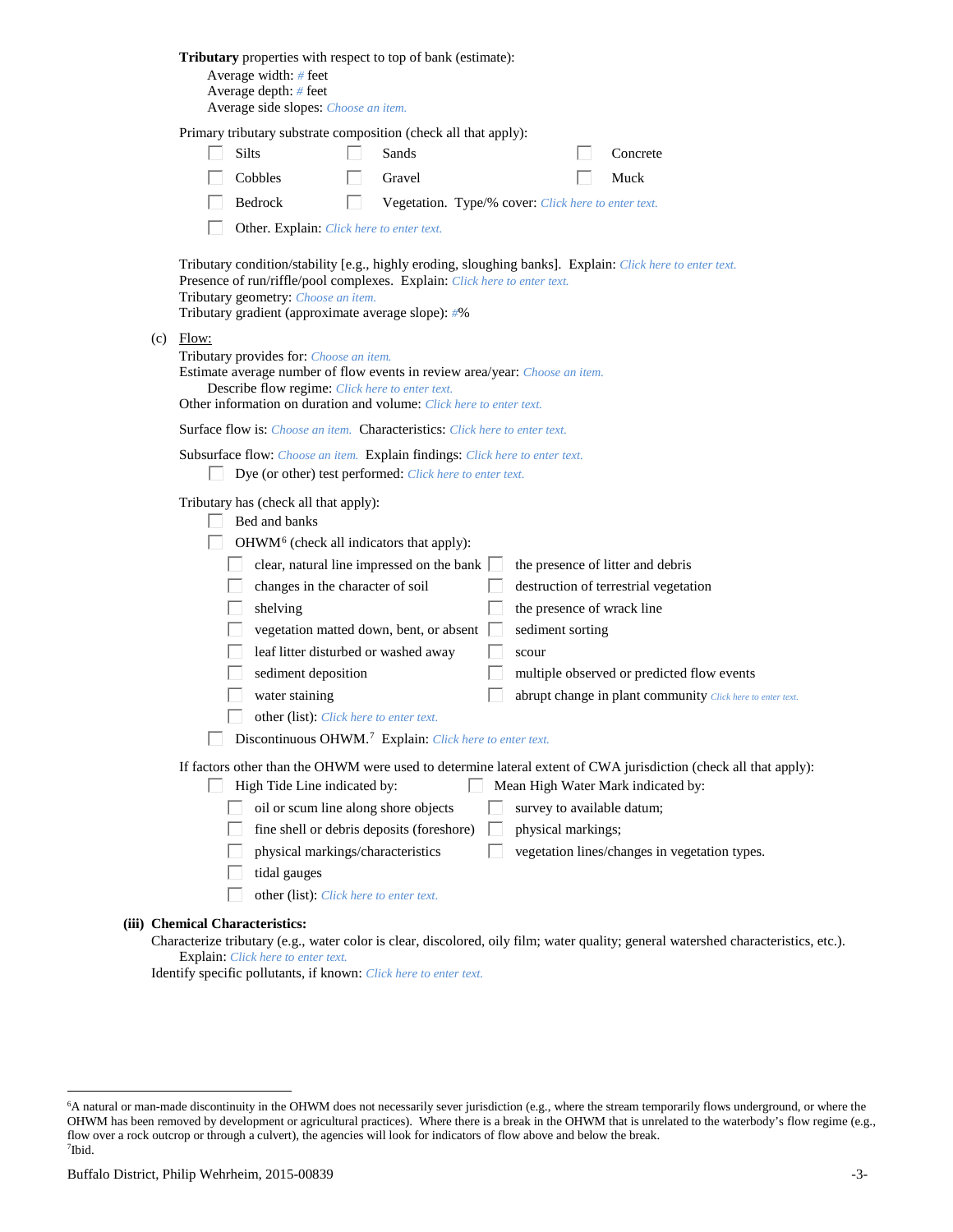**Tributary** properties with respect to top of bank (estimate):

Average width: # feet
Average depth: # feet
Average side slopes: Choose an item.

Primary tributary substrate composition (check all that apply):

- ☐ Silts
- ☐ Sands
- ☐ Concrete
- ☐ Cobbles
- ☐ Gravel
- ☐ Muck
- ☐ Bedrock
- ☐ Vegetation. Type/% cover: Click here to enter text.
- ☐ Other. Explain: Click here to enter text.

Tributary condition/stability [e.g., highly eroding, sloughing banks]. Explain: Click here to enter text.
Presence of run/riffle/pool complexes. Explain: Click here to enter text.
Tributary geometry: Choose an item.
Tributary gradient (approximate average slope): #%

(c) Flow:

Tributary provides for: Choose an item.
Estimate average number of flow events in review area/year: Choose an item.
Describe flow regime: Click here to enter text.
Other information on duration and volume: Click here to enter text.

Surface flow is: Choose an item. Characteristics: Click here to enter text.

Subsurface flow: Choose an item. Explain findings: Click here to enter text.

- ☐ Dye (or other) test performed: Click here to enter text.

Tributary has (check all that apply):

- ☐ Bed and banks
- ☐ OHWM[6] (check all indicators that apply):
  - ☐ clear, natural line impressed on the bank
  - ☐ the presence of litter and debris
  - ☐ changes in the character of soil
  - ☐ destruction of terrestrial vegetation
  - ☐ shelving
  - ☐ the presence of wrack line
  - ☐ vegetation matted down, bent, or absent
  - ☐ sediment sorting
  - ☐ leaf litter disturbed or washed away
  - ☐ scour
  - ☐ sediment deposition
  - ☐ multiple observed or predicted flow events
  - ☐ water staining
  - ☐ abrupt change in plant community Click here to enter text.
  - ☐ other (list): Click here to enter text.
- ☐ Discontinuous OHWM.[7] Explain: Click here to enter text.

If factors other than the OHWM were used to determine lateral extent of CWA jurisdiction (check all that apply):

- ☐ High Tide Line indicated by:
  - ☐ oil or scum line along shore objects
  - ☐ fine shell or debris deposits (foreshore)
  - ☐ physical markings/characteristics
  - ☐ tidal gauges
  - ☐ other (list): Click here to enter text.
- ☐ Mean High Water Mark indicated by:
  - ☐ survey to available datum;
  - ☐ physical markings;
  - ☐ vegetation lines/changes in vegetation types.

**(iii) Chemical Characteristics:**

Characterize tributary (e.g., water color is clear, discolored, oily film; water quality; general watershed characteristics, etc.).
Explain: Click here to enter text.
Identify specific pollutants, if known: Click here to enter text.

---

[6] A natural or man-made discontinuity in the OHWM does not necessarily sever jurisdiction (e.g., where the stream temporarily flows underground, or where the OHWM has been removed by development or agricultural practices). Where there is a break in the OHWM that is unrelated to the waterbody's flow regime (e.g., flow over a rock outcrop or through a culvert), the agencies will look for indicators of flow above and below the break.
[7] Ibid.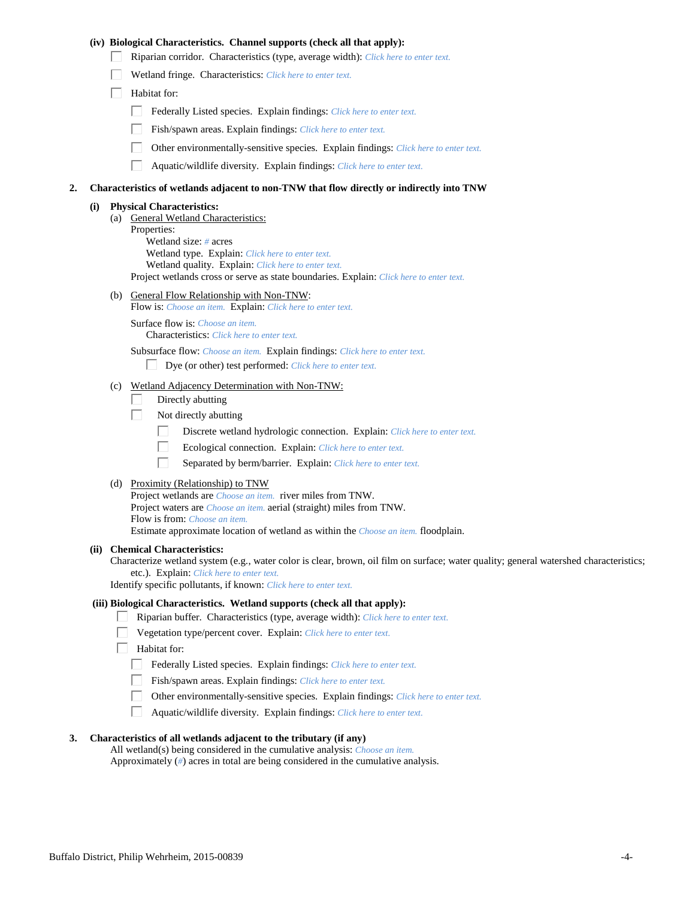**(iv) Biological Characteristics. Channel supports (check all that apply):**

- ☐ Riparian corridor. Characteristics (type, average width): *Click here to enter text.*
- ☐ Wetland fringe. Characteristics: *Click here to enter text.*
- ☐ Habitat for:
  - ☐ Federally Listed species. Explain findings: *Click here to enter text.*
  - ☐ Fish/spawn areas. Explain findings: *Click here to enter text.*
  - ☐ Other environmentally-sensitive species. Explain findings: *Click here to enter text.*
  - ☐ Aquatic/wildlife diversity. Explain findings: *Click here to enter text.*

**2. Characteristics of wetlands adjacent to non-TNW that flow directly or indirectly into TNW**

**(i) Physical Characteristics:**

(a) General Wetland Characteristics:
Properties:
Wetland size: *#* acres
Wetland type. Explain: *Click here to enter text.*
Wetland quality. Explain: *Click here to enter text.*
Project wetlands cross or serve as state boundaries. Explain: *Click here to enter text.*

(b) General Flow Relationship with Non-TNW:
Flow is: *Choose an item.* Explain: *Click here to enter text.*

Surface flow is: *Choose an item.*
Characteristics: *Click here to enter text.*

Subsurface flow: *Choose an item.* Explain findings: *Click here to enter text.*
☐ Dye (or other) test performed: *Click here to enter text.*

(c) Wetland Adjacency Determination with Non-TNW:
- ☐ Directly abutting
- ☐ Not directly abutting
  - ☐ Discrete wetland hydrologic connection. Explain: *Click here to enter text.*
  - ☐ Ecological connection. Explain: *Click here to enter text.*
  - ☐ Separated by berm/barrier. Explain: *Click here to enter text.*

(d) Proximity (Relationship) to TNW
Project wetlands are *Choose an item.* river miles from TNW.
Project waters are *Choose an item.* aerial (straight) miles from TNW.
Flow is from: *Choose an item.*
Estimate approximate location of wetland as within the *Choose an item.* floodplain.

**(ii) Chemical Characteristics:**
Characterize wetland system (e.g., water color is clear, brown, oil film on surface; water quality; general watershed characteristics; etc.). Explain: *Click here to enter text.*
Identify specific pollutants, if known: *Click here to enter text.*

**(iii) Biological Characteristics. Wetland supports (check all that apply):**

- ☐ Riparian buffer. Characteristics (type, average width): *Click here to enter text.*
- ☐ Vegetation type/percent cover. Explain: *Click here to enter text.*
- ☐ Habitat for:
  - ☐ Federally Listed species. Explain findings: *Click here to enter text.*
  - ☐ Fish/spawn areas. Explain findings: *Click here to enter text.*
  - ☐ Other environmentally-sensitive species. Explain findings: *Click here to enter text.*
  - ☐ Aquatic/wildlife diversity. Explain findings: *Click here to enter text.*

**3. Characteristics of all wetlands adjacent to the tributary (if any)**
All wetland(s) being considered in the cumulative analysis: *Choose an item.*
Approximately (*#*) acres in total are being considered in the cumulative analysis.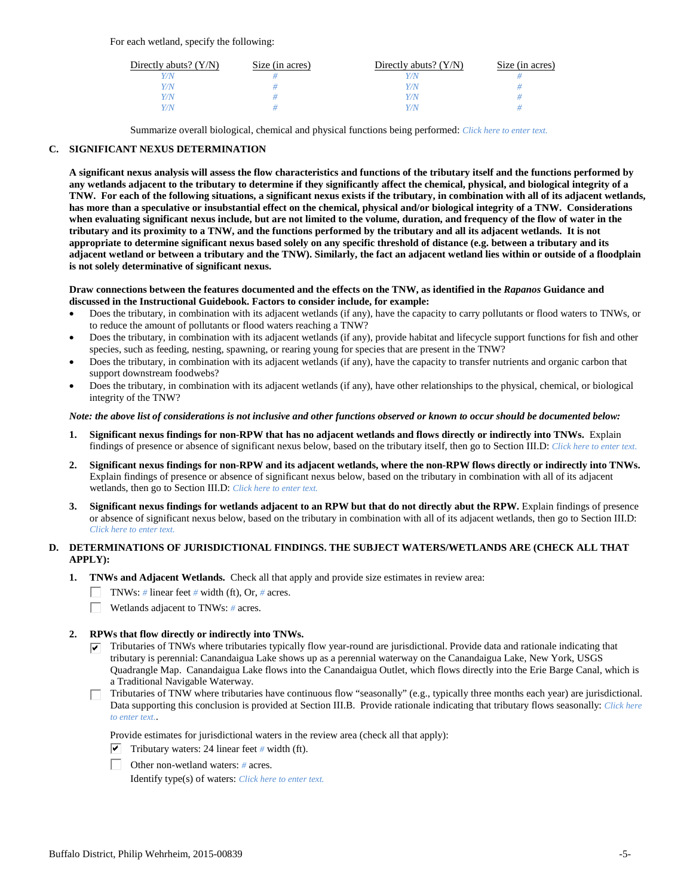For each wetland, specify the following:

| Directly abuts? (Y/N) | Size (in acres) | Directly abuts? (Y/N) | Size (in acres) |
|---|---|---|---|
| *Y/N* | *#* | *Y/N* | *#* |
| *Y/N* | *#* | *Y/N* | *#* |
| *Y/N* | *#* | *Y/N* | *#* |
| *Y/N* | *#* | *Y/N* | *#* |

Summarize overall biological, chemical and physical functions being performed: *Click here to enter text.*

## C. SIGNIFICANT NEXUS DETERMINATION

**A significant nexus analysis will assess the flow characteristics and functions of the tributary itself and the functions performed by any wetlands adjacent to the tributary to determine if they significantly affect the chemical, physical, and biological integrity of a TNW. For each of the following situations, a significant nexus exists if the tributary, in combination with all of its adjacent wetlands, has more than a speculative or insubstantial effect on the chemical, physical and/or biological integrity of a TNW. Considerations when evaluating significant nexus include, but are not limited to the volume, duration, and frequency of the flow of water in the tributary and its proximity to a TNW, and the functions performed by the tributary and all its adjacent wetlands. It is not appropriate to determine significant nexus based solely on any specific threshold of distance (e.g. between a tributary and its adjacent wetland or between a tributary and the TNW). Similarly, the fact an adjacent wetland lies within or outside of a floodplain is not solely determinative of significant nexus.**

**Draw connections between the features documented and the effects on the TNW, as identified in the *Rapanos* Guidance and discussed in the Instructional Guidebook. Factors to consider include, for example:**

- Does the tributary, in combination with its adjacent wetlands (if any), have the capacity to carry pollutants or flood waters to TNWs, or to reduce the amount of pollutants or flood waters reaching a TNW?
- Does the tributary, in combination with its adjacent wetlands (if any), provide habitat and lifecycle support functions for fish and other species, such as feeding, nesting, spawning, or rearing young for species that are present in the TNW?
- Does the tributary, in combination with its adjacent wetlands (if any), have the capacity to transfer nutrients and organic carbon that support downstream foodwebs?
- Does the tributary, in combination with its adjacent wetlands (if any), have other relationships to the physical, chemical, or biological integrity of the TNW?

***Note: the above list of considerations is not inclusive and other functions observed or known to occur should be documented below:***

1. **Significant nexus findings for non-RPW that has no adjacent wetlands and flows directly or indirectly into TNWs.** Explain findings of presence or absence of significant nexus below, based on the tributary itself, then go to Section III.D: *Click here to enter text.*

2. **Significant nexus findings for non-RPW and its adjacent wetlands, where the non-RPW flows directly or indirectly into TNWs.** Explain findings of presence or absence of significant nexus below, based on the tributary in combination with all of its adjacent wetlands, then go to Section III.D: *Click here to enter text.*

3. **Significant nexus findings for wetlands adjacent to an RPW but that do not directly abut the RPW.** Explain findings of presence or absence of significant nexus below, based on the tributary in combination with all of its adjacent wetlands, then go to Section III.D: *Click here to enter text.*

## D. DETERMINATIONS OF JURISDICTIONAL FINDINGS. THE SUBJECT WATERS/WETLANDS ARE (CHECK ALL THAT APPLY):

1. **TNWs and Adjacent Wetlands.** Check all that apply and provide size estimates in review area:
   - ☐ TNWs: *#* linear feet *#* width (ft), Or, *#* acres.
   - ☐ Wetlands adjacent to TNWs: *#* acres.

2. **RPWs that flow directly or indirectly into TNWs.**
   - ☑ Tributaries of TNWs where tributaries typically flow year-round are jurisdictional. Provide data and rationale indicating that tributary is perennial: Canandaigua Lake shows up as a perennial waterway on the Canandaigua Lake, New York, USGS Quadrangle Map. Canandaigua Lake flows into the Canandaigua Outlet, which flows directly into the Erie Barge Canal, which is a Traditional Navigable Waterway.
   - ☐ Tributaries of TNW where tributaries have continuous flow "seasonally" (e.g., typically three months each year) are jurisdictional. Data supporting this conclusion is provided at Section III.B. Provide rationale indicating that tributary flows seasonally: *Click here to enter text.*.

   Provide estimates for jurisdictional waters in the review area (check all that apply):
   - ☑ Tributary waters: 24 linear feet *#* width (ft).
   - ☐ Other non-wetland waters: *#* acres.
     Identify type(s) of waters: *Click here to enter text.*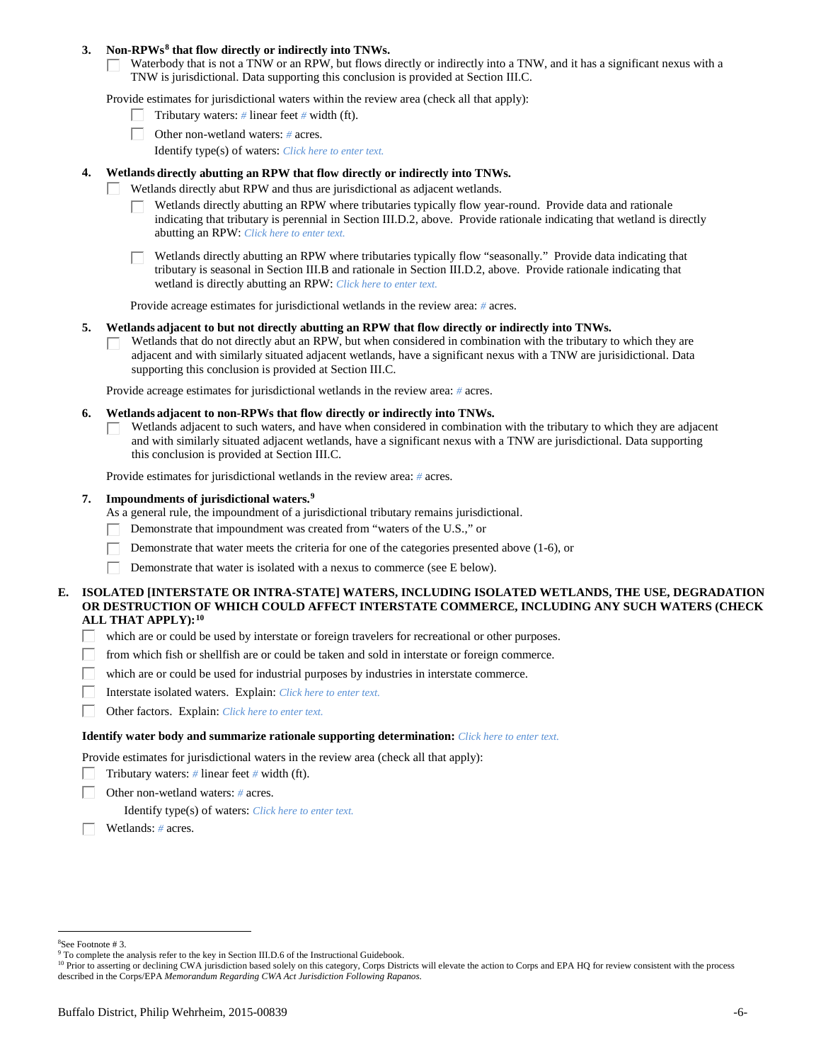**3. Non-RPWs[8] that flow directly or indirectly into TNWs.**

☐ Waterbody that is not a TNW or an RPW, but flows directly or indirectly into a TNW, and it has a significant nexus with a TNW is jurisdictional. Data supporting this conclusion is provided at Section III.C.

Provide estimates for jurisdictional waters within the review area (check all that apply):

- ☐ Tributary waters: # linear feet # width (ft).
- ☐ Other non-wetland waters: # acres.

  Identify type(s) of waters: *Click here to enter text.*

**4. Wetlands directly abutting an RPW that flow directly or indirectly into TNWs.**

☐ Wetlands directly abut RPW and thus are jurisdictional as adjacent wetlands.

- ☐ Wetlands directly abutting an RPW where tributaries typically flow year-round. Provide data and rationale indicating that tributary is perennial in Section III.D.2, above. Provide rationale indicating that wetland is directly abutting an RPW: *Click here to enter text.*
- ☐ Wetlands directly abutting an RPW where tributaries typically flow "seasonally." Provide data indicating that tributary is seasonal in Section III.B and rationale in Section III.D.2, above. Provide rationale indicating that wetland is directly abutting an RPW: *Click here to enter text.*

Provide acreage estimates for jurisdictional wetlands in the review area: # acres.

**5. Wetlands adjacent to but not directly abutting an RPW that flow directly or indirectly into TNWs.**

☐ Wetlands that do not directly abut an RPW, but when considered in combination with the tributary to which they are adjacent and with similarly situated adjacent wetlands, have a significant nexus with a TNW are jurisdictional. Data supporting this conclusion is provided at Section III.C.

Provide acreage estimates for jurisdictional wetlands in the review area: # acres.

**6. Wetlands adjacent to non-RPWs that flow directly or indirectly into TNWs.**

☐ Wetlands adjacent to such waters, and have when considered in combination with the tributary to which they are adjacent and with similarly situated adjacent wetlands, have a significant nexus with a TNW are jurisdictional. Data supporting this conclusion is provided at Section III.C.

Provide estimates for jurisdictional wetlands in the review area: # acres.

**7. Impoundments of jurisdictional waters.[9]**

As a general rule, the impoundment of a jurisdictional tributary remains jurisdictional.

- ☐ Demonstrate that impoundment was created from "waters of the U.S.," or
- ☐ Demonstrate that water meets the criteria for one of the categories presented above (1-6), or
- ☐ Demonstrate that water is isolated with a nexus to commerce (see E below).

## E. ISOLATED [INTERSTATE OR INTRA-STATE] WATERS, INCLUDING ISOLATED WETLANDS, THE USE, DEGRADATION OR DESTRUCTION OF WHICH COULD AFFECT INTERSTATE COMMERCE, INCLUDING ANY SUCH WATERS (CHECK ALL THAT APPLY):[10]

- ☐ which are or could be used by interstate or foreign travelers for recreational or other purposes.
- ☐ from which fish or shellfish are or could be taken and sold in interstate or foreign commerce.
- ☐ which are or could be used for industrial purposes by industries in interstate commerce.
- ☐ Interstate isolated waters. Explain: *Click here to enter text.*
- ☐ Other factors. Explain: *Click here to enter text.*

**Identify water body and summarize rationale supporting determination:** *Click here to enter text.*

Provide estimates for jurisdictional waters in the review area (check all that apply):

- ☐ Tributary waters: # linear feet # width (ft).
- ☐ Other non-wetland waters: # acres.

  Identify type(s) of waters: *Click here to enter text.*
- ☐ Wetlands: # acres.

---

[8] See Footnote # 3.

[9] To complete the analysis refer to the key in Section III.D.6 of the Instructional Guidebook.

[10] Prior to asserting or declining CWA jurisdiction based solely on this category, Corps Districts will elevate the action to Corps and EPA HQ for review consistent with the process described in the Corps/EPA *Memorandum Regarding CWA Act Jurisdiction Following Rapanos.*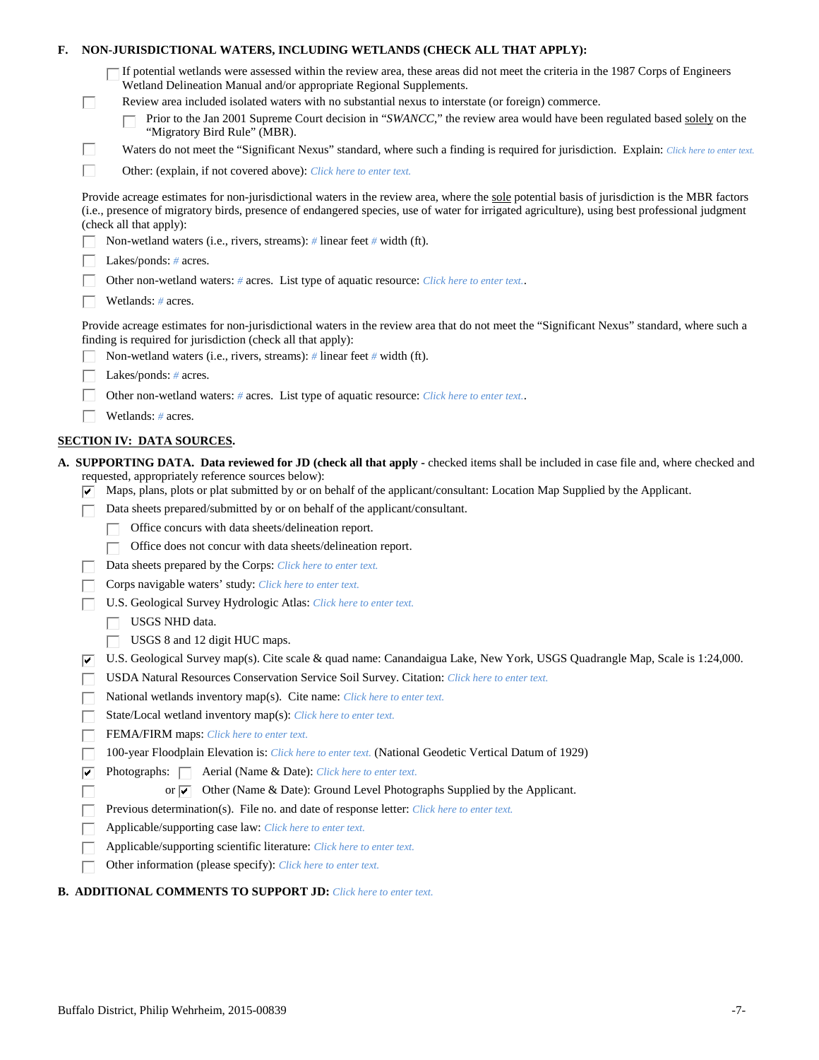**F. NON-JURISDICTIONAL WATERS, INCLUDING WETLANDS (CHECK ALL THAT APPLY):**

- ☐ If potential wetlands were assessed within the review area, these areas did not meet the criteria in the 1987 Corps of Engineers Wetland Delineation Manual and/or appropriate Regional Supplements.
- ☐ Review area included isolated waters with no substantial nexus to interstate (or foreign) commerce.
  - ☐ Prior to the Jan 2001 Supreme Court decision in "*SWANCC*," the review area would have been regulated based solely on the "Migratory Bird Rule" (MBR).
- ☐ Waters do not meet the "Significant Nexus" standard, where such a finding is required for jurisdiction. Explain: *Click here to enter text.*
- ☐ Other: (explain, if not covered above): *Click here to enter text.*

Provide acreage estimates for non-jurisdictional waters in the review area, where the sole potential basis of jurisdiction is the MBR factors (i.e., presence of migratory birds, presence of endangered species, use of water for irrigated agriculture), using best professional judgment (check all that apply):

- ☐ Non-wetland waters (i.e., rivers, streams): # linear feet # width (ft).
- ☐ Lakes/ponds: # acres.
- ☐ Other non-wetland waters: # acres. List type of aquatic resource: *Click here to enter text.*.
- ☐ Wetlands: # acres.

Provide acreage estimates for non-jurisdictional waters in the review area that do not meet the "Significant Nexus" standard, where such a finding is required for jurisdiction (check all that apply):

- ☐ Non-wetland waters (i.e., rivers, streams): # linear feet # width (ft).
- ☐ Lakes/ponds: # acres.
- ☐ Other non-wetland waters: # acres. List type of aquatic resource: *Click here to enter text.*.
- ☐ Wetlands: # acres.

## SECTION IV: DATA SOURCES.

**A. SUPPORTING DATA. Data reviewed for JD (check all that apply** - checked items shall be included in case file and, where checked and requested, appropriately reference sources below):

- ☑ Maps, plans, plots or plat submitted by or on behalf of the applicant/consultant: Location Map Supplied by the Applicant.
- ☐ Data sheets prepared/submitted by or on behalf of the applicant/consultant.
  - ☐ Office concurs with data sheets/delineation report.
  - ☐ Office does not concur with data sheets/delineation report.
- ☐ Data sheets prepared by the Corps: *Click here to enter text.*
- ☐ Corps navigable waters' study: *Click here to enter text.*
- ☐ U.S. Geological Survey Hydrologic Atlas: *Click here to enter text.*
  - ☐ USGS NHD data.
  - ☐ USGS 8 and 12 digit HUC maps.
- ☑ U.S. Geological Survey map(s). Cite scale & quad name: Canandaigua Lake, New York, USGS Quadrangle Map, Scale is 1:24,000.
- ☐ USDA Natural Resources Conservation Service Soil Survey. Citation: *Click here to enter text.*
- ☐ National wetlands inventory map(s). Cite name: *Click here to enter text.*
- ☐ State/Local wetland inventory map(s): *Click here to enter text.*
- ☐ FEMA/FIRM maps: *Click here to enter text.*
- ☐ 100-year Floodplain Elevation is: *Click here to enter text.* (National Geodetic Vertical Datum of 1929)
- ☑ Photographs: ☐ Aerial (Name & Date): *Click here to enter text.*
- ☐ or ☑ Other (Name & Date): Ground Level Photographs Supplied by the Applicant.
- ☐ Previous determination(s). File no. and date of response letter: *Click here to enter text.*
- ☐ Applicable/supporting case law: *Click here to enter text.*
- ☐ Applicable/supporting scientific literature: *Click here to enter text.*
- ☐ Other information (please specify): *Click here to enter text.*

**B. ADDITIONAL COMMENTS TO SUPPORT JD:** *Click here to enter text.*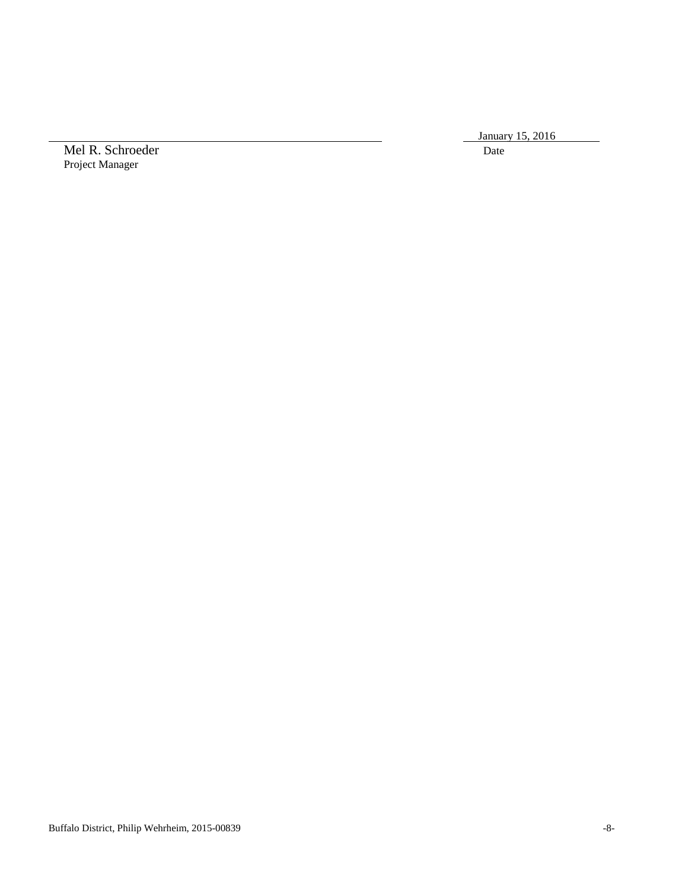Mel R. Schroeder
Project Manager

January 15, 2016
Date